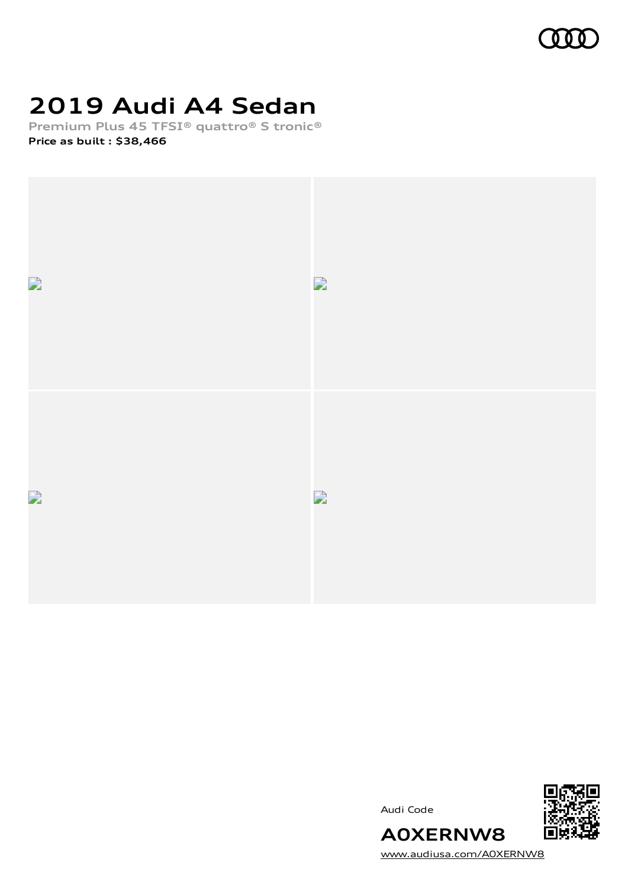# 2019 Audi A4 Sedan

Premium Plus 45 TFSI® quattro® S tronic®

**Price as built : $38,466**

Audi Code

**A0XERNW8**

www.audiusa.com/A0XERNW8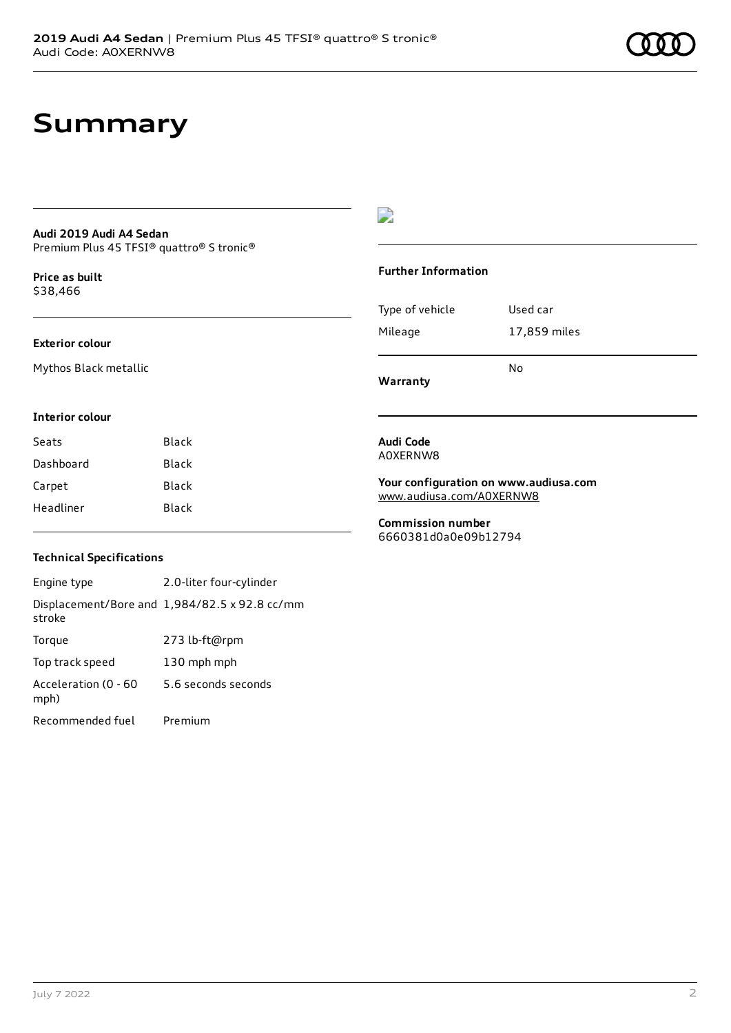# Summary

**Audi 2019 Audi A4 Sedan**
Premium Plus 45 TFSI® quattro® S tronic®

**Price as built**
$38,466

**Exterior colour**

Mythos Black metallic

**Interior colour**

| Seats | Black |
|---|---|
| Dashboard | Black |
| Carpet | Black |
| Headliner | Black |

**Technical Specifications**

| Engine type | 2.0-liter four-cylinder |
|---|---|
| Displacement/Bore and stroke | 1,984/82.5 x 92.8 cc/mm |
| Torque | 273 lb-ft@rpm |
| Top track speed | 130 mph mph |
| Acceleration (0 - 60 mph) | 5.6 seconds seconds |
| Recommended fuel | Premium |

**Further Information**

| Type of vehicle | Used car |
|---|---|
| Mileage | 17,859 miles |
| **Warranty** | No |

**Audi Code**
A0XERNW8

**Your configuration on www.audiusa.com**
www.audiusa.com/A0XERNW8

**Commission number**
6660381d0a0e09b12794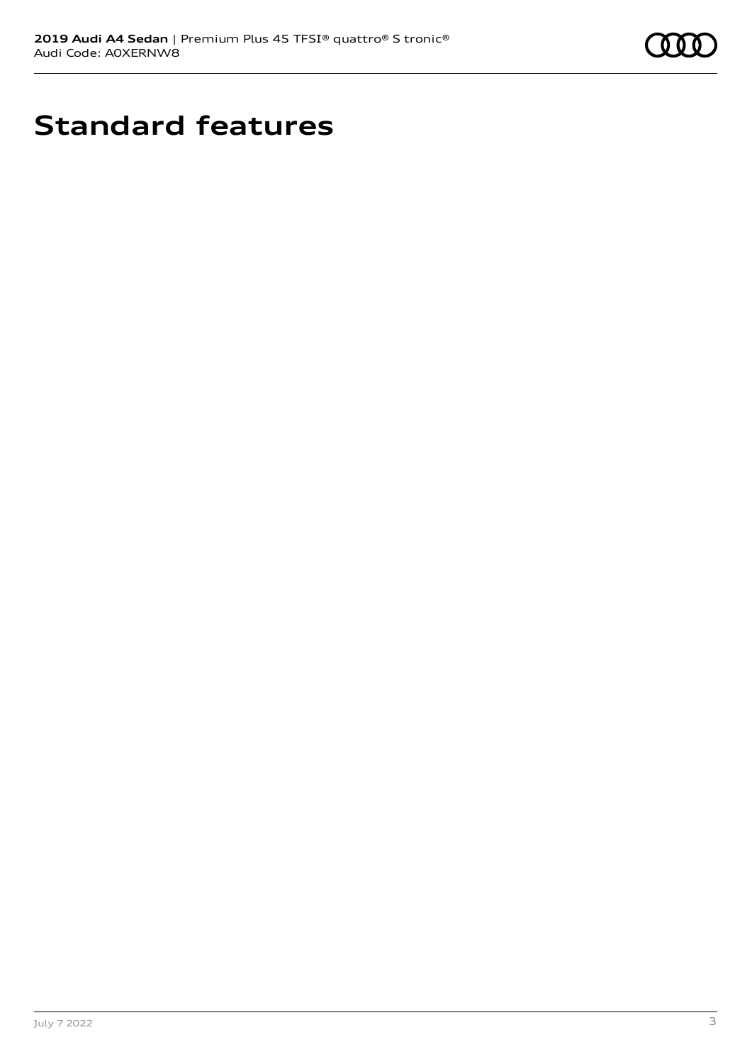# Standard features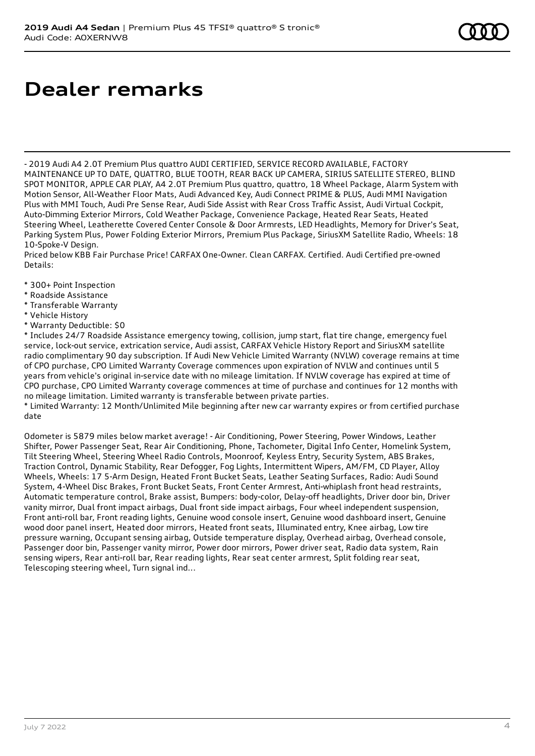# Dealer remarks

- 2019 Audi A4 2.0T Premium Plus quattro AUDI CERTIFIED, SERVICE RECORD AVAILABLE, FACTORY MAINTENANCE UP TO DATE, QUATTRO, BLUE TOOTH, REAR BACK UP CAMERA, SIRIUS SATELLITE STEREO, BLIND SPOT MONITOR, APPLE CAR PLAY, A4 2.0T Premium Plus quattro, quattro, 18 Wheel Package, Alarm System with Motion Sensor, All-Weather Floor Mats, Audi Advanced Key, Audi Connect PRIME & PLUS, Audi MMI Navigation Plus with MMI Touch, Audi Pre Sense Rear, Audi Side Assist with Rear Cross Traffic Assist, Audi Virtual Cockpit, Auto-Dimming Exterior Mirrors, Cold Weather Package, Convenience Package, Heated Rear Seats, Heated Steering Wheel, Leatherette Covered Center Console & Door Armrests, LED Headlights, Memory for Driver's Seat, Parking System Plus, Power Folding Exterior Mirrors, Premium Plus Package, SiriusXM Satellite Radio, Wheels: 18 10-Spoke-V Design.

Priced below KBB Fair Purchase Price! CARFAX One-Owner. Clean CARFAX. Certified. Audi Certified pre-owned Details:

* 300+ Point Inspection
* Roadside Assistance
* Transferable Warranty
* Vehicle History
* Warranty Deductible: $0
* Includes 24/7 Roadside Assistance emergency towing, collision, jump start, flat tire change, emergency fuel service, lock-out service, extrication service, Audi assist, CARFAX Vehicle History Report and SiriusXM satellite radio complimentary 90 day subscription. If Audi New Vehicle Limited Warranty (NVLW) coverage remains at time of CPO purchase, CPO Limited Warranty Coverage commences upon expiration of NVLW and continues until 5 years from vehicle's original in-service date with no mileage limitation. If NVLW coverage has expired at time of CPO purchase, CPO Limited Warranty coverage commences at time of purchase and continues for 12 months with no mileage limitation. Limited warranty is transferable between private parties.
* Limited Warranty: 12 Month/Unlimited Mile beginning after new car warranty expires or from certified purchase date

Odometer is 5879 miles below market average! - Air Conditioning, Power Steering, Power Windows, Leather Shifter, Power Passenger Seat, Rear Air Conditioning, Phone, Tachometer, Digital Info Center, Homelink System, Tilt Steering Wheel, Steering Wheel Radio Controls, Moonroof, Keyless Entry, Security System, ABS Brakes, Traction Control, Dynamic Stability, Rear Defogger, Fog Lights, Intermittent Wipers, AM/FM, CD Player, Alloy Wheels, Wheels: 17 5-Arm Design, Heated Front Bucket Seats, Leather Seating Surfaces, Radio: Audi Sound System, 4-Wheel Disc Brakes, Front Bucket Seats, Front Center Armrest, Anti-whiplash front head restraints, Automatic temperature control, Brake assist, Bumpers: body-color, Delay-off headlights, Driver door bin, Driver vanity mirror, Dual front impact airbags, Dual front side impact airbags, Four wheel independent suspension, Front anti-roll bar, Front reading lights, Genuine wood console insert, Genuine wood dashboard insert, Genuine wood door panel insert, Heated door mirrors, Heated front seats, Illuminated entry, Knee airbag, Low tire pressure warning, Occupant sensing airbag, Outside temperature display, Overhead airbag, Overhead console, Passenger door bin, Passenger vanity mirror, Power door mirrors, Power driver seat, Radio data system, Rain sensing wipers, Rear anti-roll bar, Rear reading lights, Rear seat center armrest, Split folding rear seat, Telescoping steering wheel, Turn signal ind...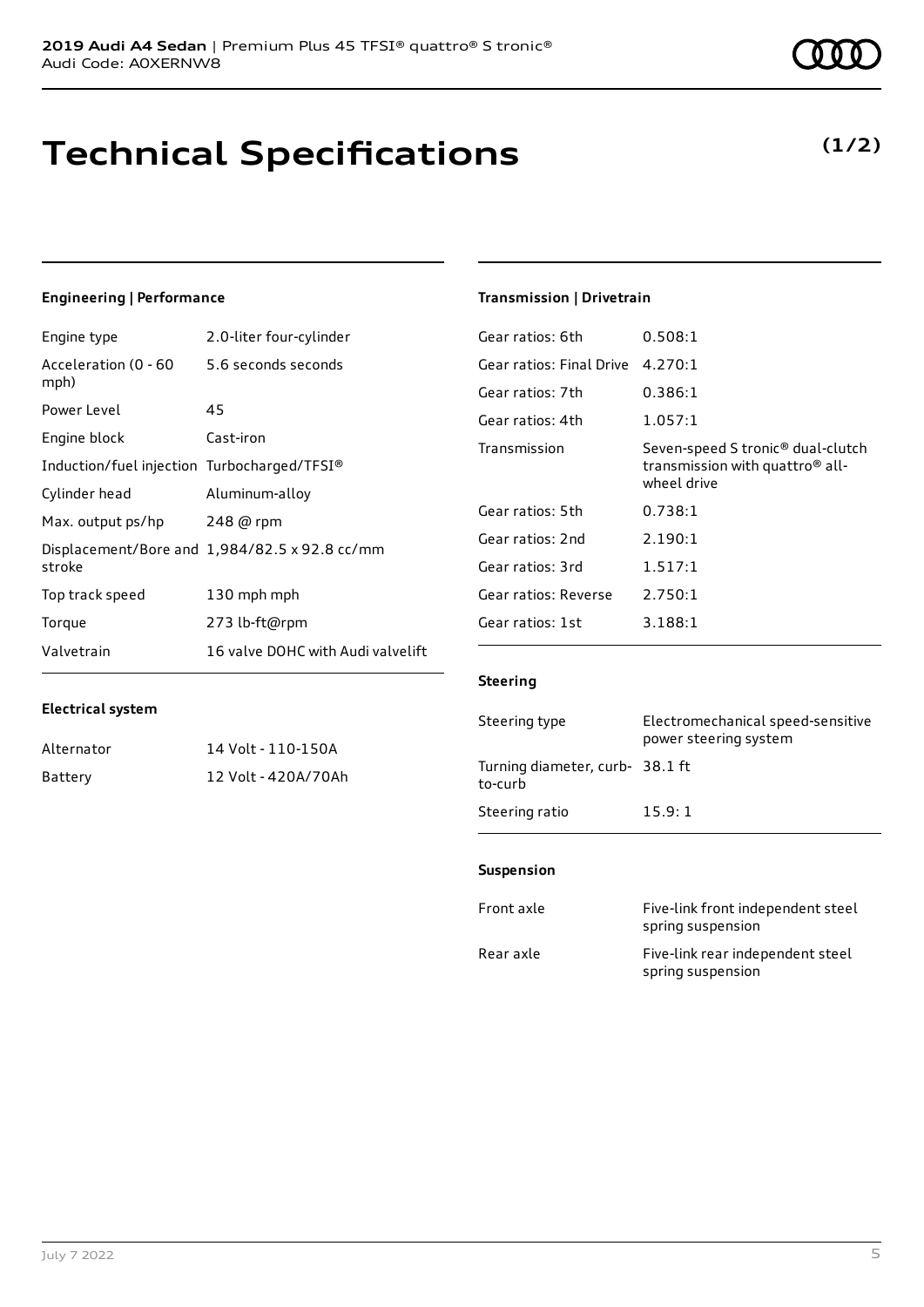**2019 Audi A4 Sedan** | Premium Plus 45 TFSI® quattro® S tronic®
Audi Code: A0XERNW8

# Technical Specifications

**(1/2)**

### Engineering | Performance

| | |
|---|---|
| Engine type | 2.0-liter four-cylinder |
| Acceleration (0 - 60 mph) | 5.6 seconds seconds |
| Power Level | 45 |
| Engine block | Cast-iron |
| Induction/fuel injection | Turbocharged/TFSI® |
| Cylinder head | Aluminum-alloy |
| Max. output ps/hp | 248 @ rpm |
| Displacement/Bore and stroke | 1,984/82.5 x 92.8 cc/mm |
| Top track speed | 130 mph mph |
| Torque | 273 lb-ft@rpm |
| Valvetrain | 16 valve DOHC with Audi valvelift |

### Electrical system

| | |
|---|---|
| Alternator | 14 Volt - 110-150A |
| Battery | 12 Volt - 420A/70Ah |

### Transmission | Drivetrain

| | |
|---|---|
| Gear ratios: 6th | 0.508:1 |
| Gear ratios: Final Drive | 4.270:1 |
| Gear ratios: 7th | 0.386:1 |
| Gear ratios: 4th | 1.057:1 |
| Transmission | Seven-speed S tronic® dual-clutch transmission with quattro® all-wheel drive |
| Gear ratios: 5th | 0.738:1 |
| Gear ratios: 2nd | 2.190:1 |
| Gear ratios: 3rd | 1.517:1 |
| Gear ratios: Reverse | 2.750:1 |
| Gear ratios: 1st | 3.188:1 |

### Steering

| | |
|---|---|
| Steering type | Electromechanical speed-sensitive power steering system |
| Turning diameter, curb-to-curb | 38.1 ft |
| Steering ratio | 15.9: 1 |

### Suspension

| | |
|---|---|
| Front axle | Five-link front independent steel spring suspension |
| Rear axle | Five-link rear independent steel spring suspension |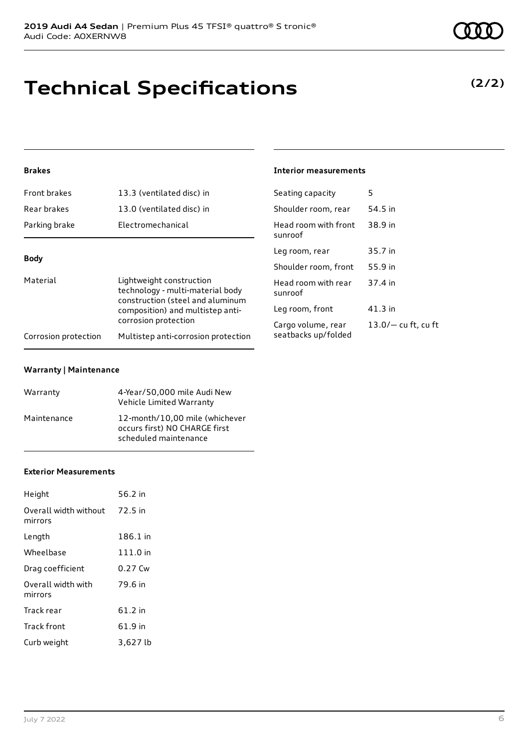# Technical Specifications

**(2/2)**

### Brakes

| | |
|---|---|
| Front brakes | 13.3 (ventilated disc) in |
| Rear brakes | 13.0 (ventilated disc) in |
| Parking brake | Electromechanical |

### Body

| | |
|---|---|
| Material | Lightweight construction technology - multi-material body construction (steel and aluminum composition) and multistep anti-corrosion protection |
| Corrosion protection | Multistep anti-corrosion protection |

### Warranty | Maintenance

| | |
|---|---|
| Warranty | 4-Year/50,000 mile Audi New Vehicle Limited Warranty |
| Maintenance | 12-month/10,00 mile (whichever occurs first) NO CHARGE first scheduled maintenance |

### Exterior Measurements

| | |
|---|---|
| Height | 56.2 in |
| Overall width without mirrors | 72.5 in |
| Length | 186.1 in |
| Wheelbase | 111.0 in |
| Drag coefficient | 0.27 Cw |
| Overall width with mirrors | 79.6 in |
| Track rear | 61.2 in |
| Track front | 61.9 in |
| Curb weight | 3,627 lb |

### Interior measurements

| | |
|---|---|
| Seating capacity | 5 |
| Shoulder room, rear | 54.5 in |
| Head room with front sunroof | 38.9 in |
| Leg room, rear | 35.7 in |
| Shoulder room, front | 55.9 in |
| Head room with rear sunroof | 37.4 in |
| Leg room, front | 41.3 in |
| Cargo volume, rear seatbacks up/folded | 13.0/— cu ft, cu ft |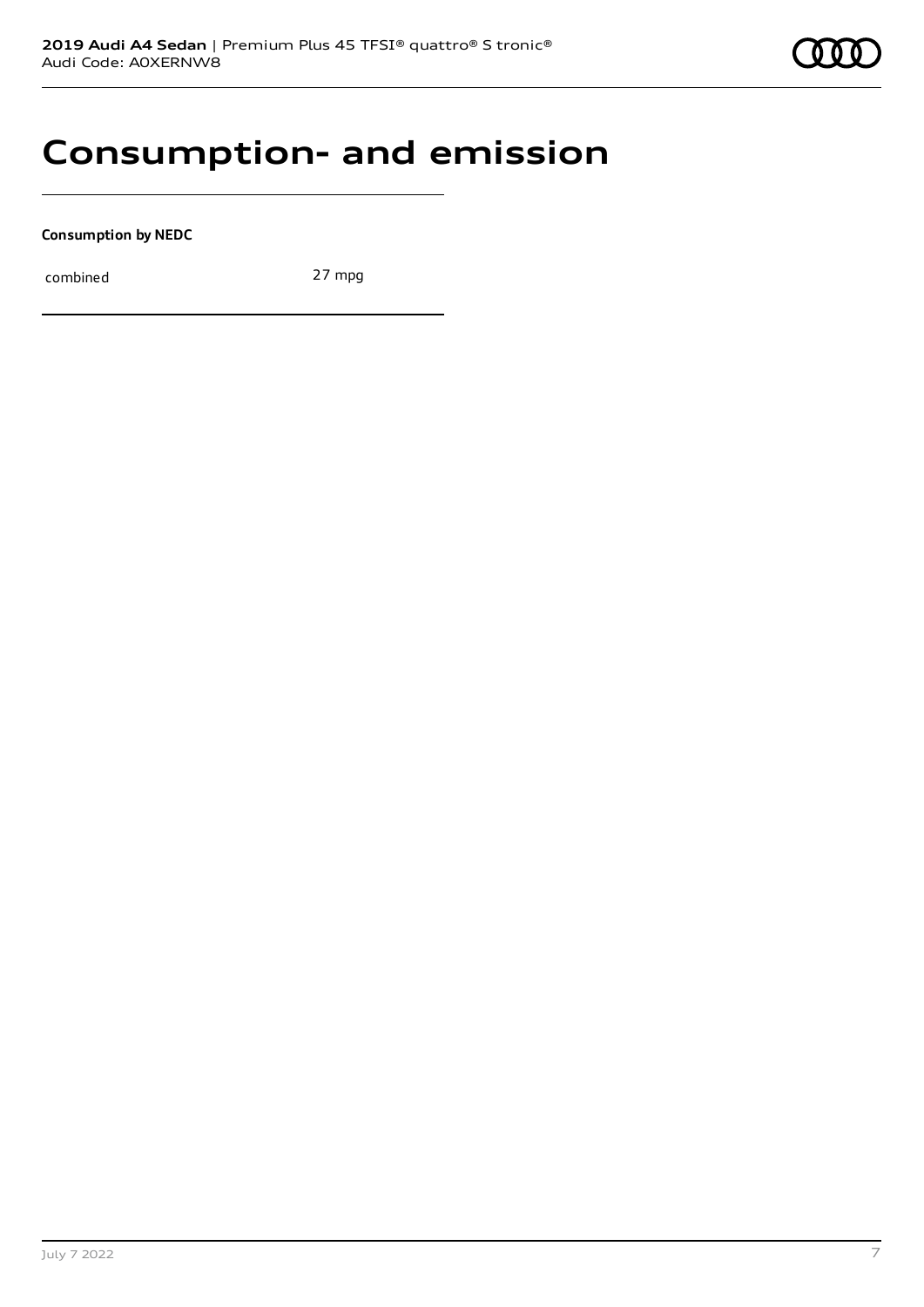# Consumption- and emission

**Consumption by NEDC**

| combined | 27 mpg |
|---|---|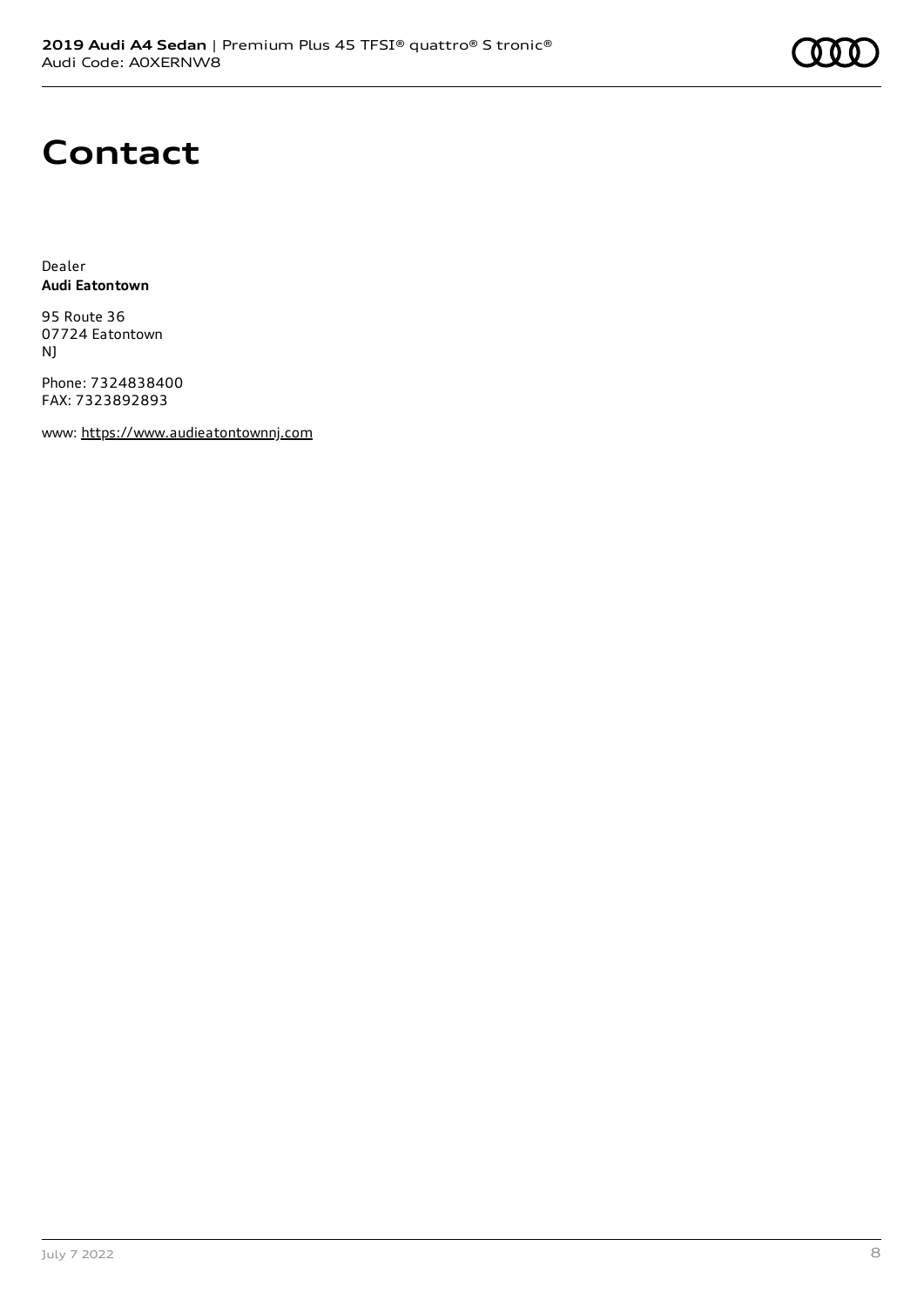# Contact

Dealer
**Audi Eatontown**

95 Route 36
07724 Eatontown
NJ

Phone: 7324838400
FAX: 7323892893

www: https://www.audieatontownnj.com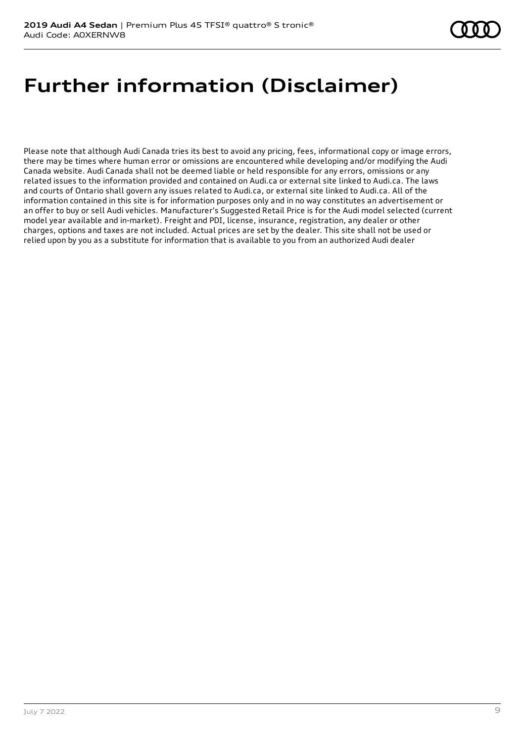# Further information (Disclaimer)

Please note that although Audi Canada tries its best to avoid any pricing, fees, informational copy or image errors, there may be times where human error or omissions are encountered while developing and/or modifying the Audi Canada website. Audi Canada shall not be deemed liable or held responsible for any errors, omissions or any related issues to the information provided and contained on Audi.ca or external site linked to Audi.ca. The laws and courts of Ontario shall govern any issues related to Audi.ca, or external site linked to Audi.ca. All of the information contained in this site is for information purposes only and in no way constitutes an advertisement or an offer to buy or sell Audi vehicles. Manufacturer's Suggested Retail Price is for the Audi model selected (current model year available and in-market). Freight and PDI, license, insurance, registration, any dealer or other charges, options and taxes are not included. Actual prices are set by the dealer. This site shall not be used or relied upon by you as a substitute for information that is available to you from an authorized Audi dealer